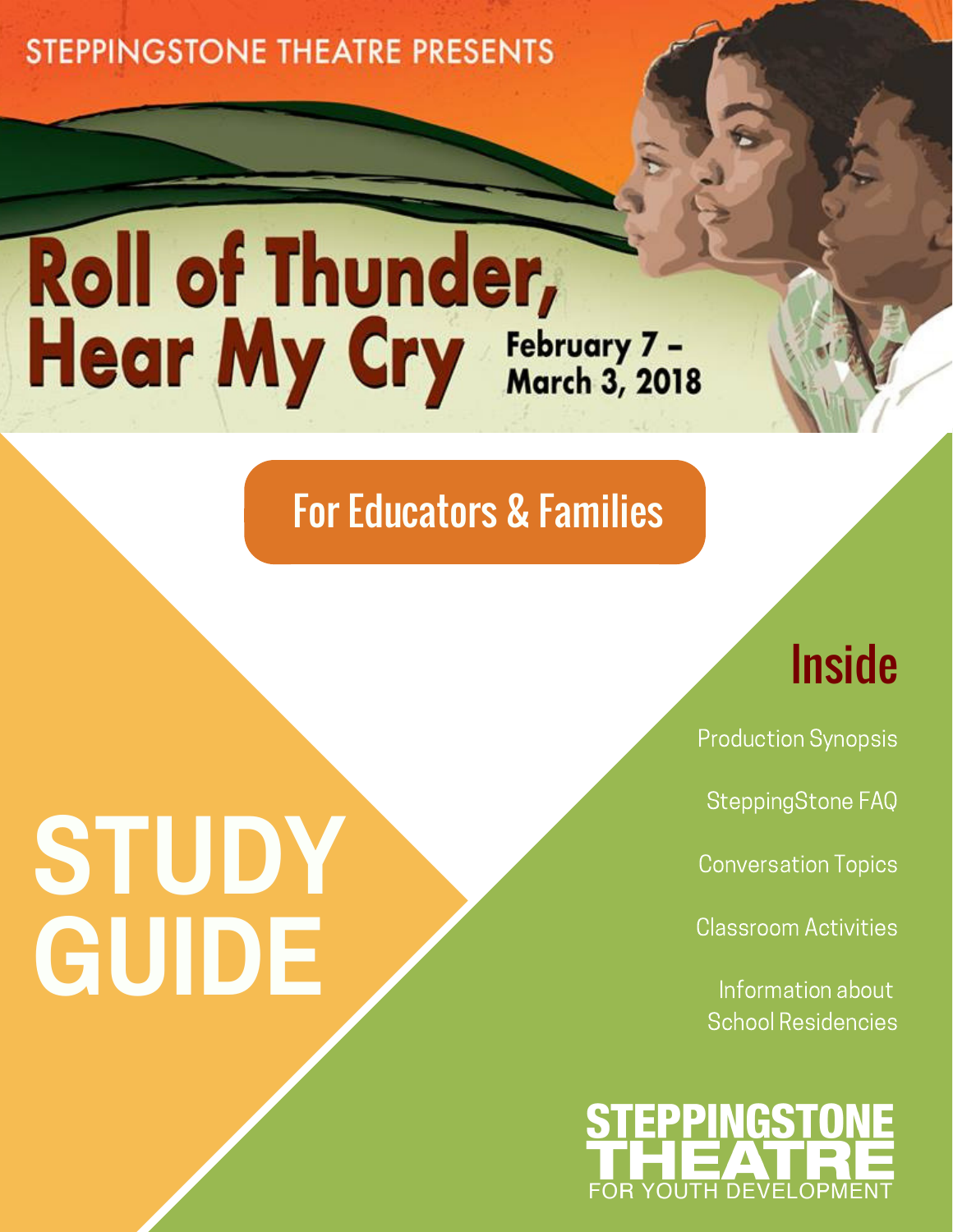STEPPINGSTONE THEATRE PRESENTS

# Roll of Thunder, Hear My Cry

February 7 – March 3, 2018

## For Educators & Families

# STUDY GUIDE

## Inside

- Production Synopsis
- SteppingStone FAQ
- Conversation Topics
- Classroom Activities
- Information about School Residencies

STEPPINGSTONE THEATRE
FOR YOUTH DEVELOPMENT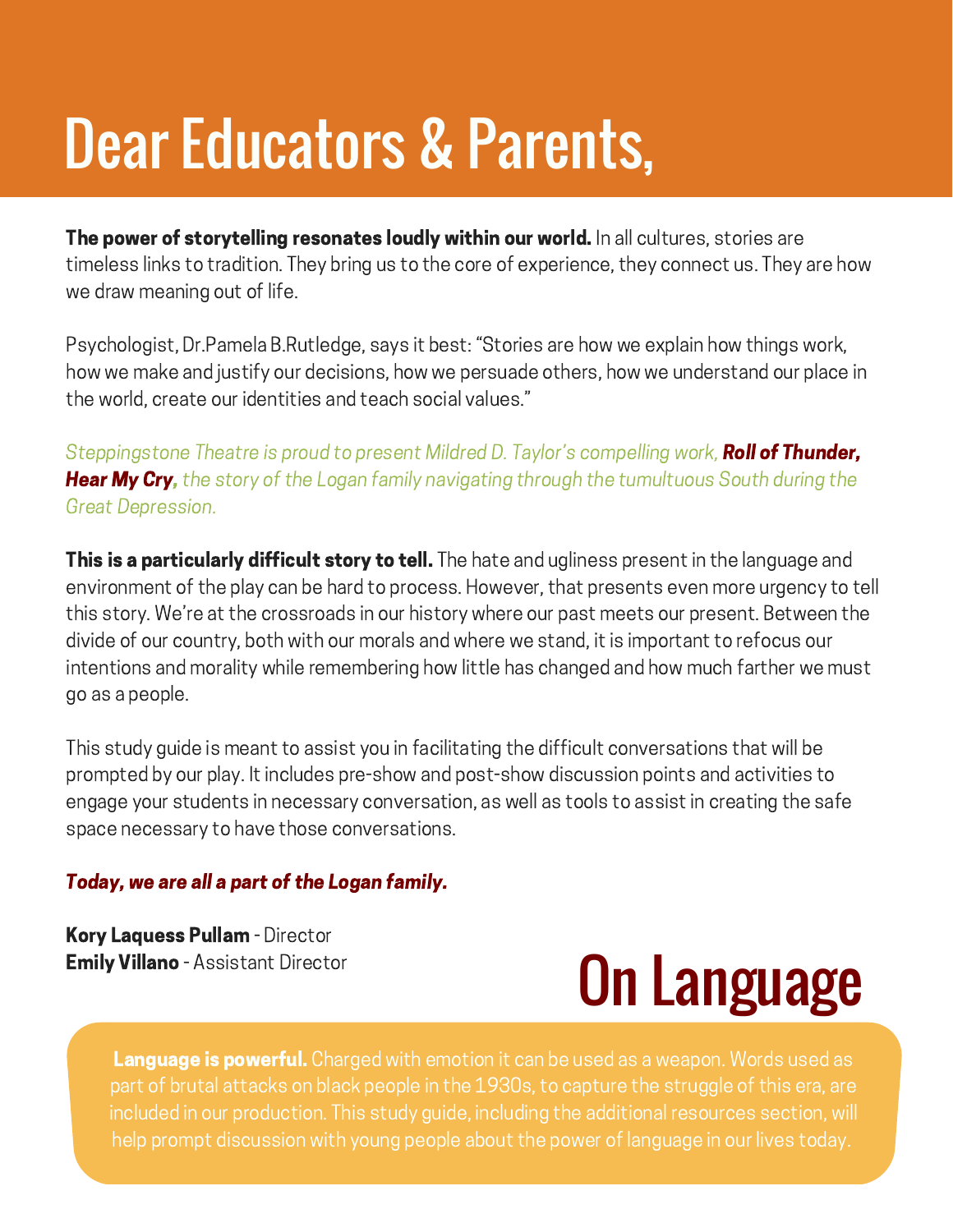# Dear Educators & Parents,

**The power of storytelling resonates loudly within our world.** In all cultures, stories are timeless links to tradition. They bring us to the core of experience, they connect us. They are how we draw meaning out of life.

Psychologist, Dr.Pamela B.Rutledge, says it best: "Stories are how we explain how things work, how we make and justify our decisions, how we persuade others, how we understand our place in the world, create our identities and teach social values."

*Steppingstone Theatre is proud to present Mildred D. Taylor's compelling work,* ***Roll of Thunder, Hear My Cry****, the story of the Logan family navigating through the tumultuous South during the Great Depression.*

**This is a particularly difficult story to tell.** The hate and ugliness present in the language and environment of the play can be hard to process. However, that presents even more urgency to tell this story. We're at the crossroads in our history where our past meets our present. Between the divide of our country, both with our morals and where we stand, it is important to refocus our intentions and morality while remembering how little has changed and how much farther we must go as a people.

This study guide is meant to assist you in facilitating the difficult conversations that will be prompted by our play. It includes pre-show and post-show discussion points and activities to engage your students in necessary conversation, as well as tools to assist in creating the safe space necessary to have those conversations.

***Today, we are all a part of the Logan family.***

**Kory Laquess Pullam** - Director
**Emily Villano** - Assistant Director

# On Language

**Language is powerful.** Charged with emotion it can be used as a weapon. Words used as part of brutal attacks on black people in the 1930s, to capture the struggle of this era, are included in our production. This study guide, including the additional resources section, will help prompt discussion with young people about the power of language in our lives today.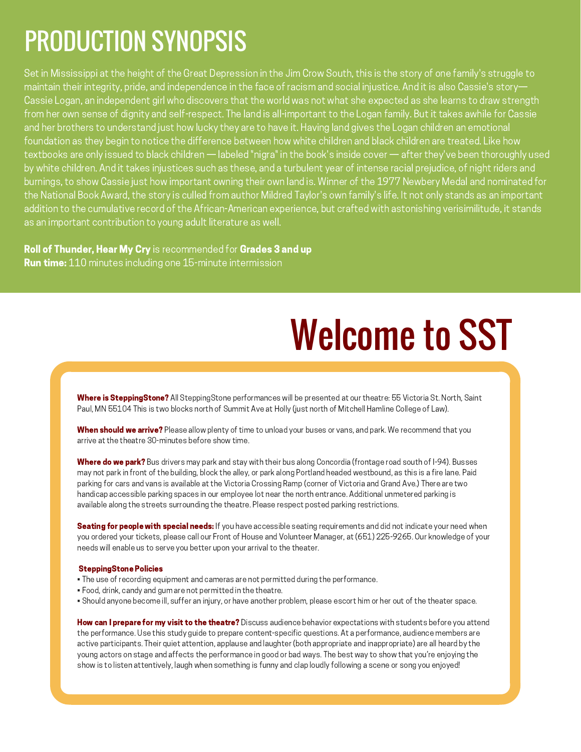# PRODUCTION SYNOPSIS

Set in Mississippi at the height of the Great Depression in the Jim Crow South, this is the story of one family's struggle to maintain their integrity, pride, and independence in the face of racism and social injustice. And it is also Cassie's story—Cassie Logan, an independent girl who discovers that the world was not what she expected as she learns to draw strength from her own sense of dignity and self-respect. The land is all-important to the Logan family. But it takes awhile for Cassie and her brothers to understand just how lucky they are to have it. Having land gives the Logan children an emotional foundation as they begin to notice the difference between how white children and black children are treated. Like how textbooks are only issued to black children — labeled "nigra" in the book's inside cover — after they've been thoroughly used by white children. And it takes injustices such as these, and a turbulent year of intense racial prejudice, of night riders and burnings, to show Cassie just how important owning their own land is. Winner of the 1977 Newbery Medal and nominated for the National Book Award, the story is culled from author Mildred Taylor's own family's life. It not only stands as an important addition to the cumulative record of the African-American experience, but crafted with astonishing verisimilitude, it stands as an important contribution to young adult literature as well.

**Roll of Thunder, Hear My Cry** is recommended for **Grades 3 and up**
**Run time:** 110 minutes including one 15-minute intermission

# Welcome to SST

**Where is SteppingStone?** All SteppingStone performances will be presented at our theatre: 55 Victoria St. North, Saint Paul, MN 55104 This is two blocks north of Summit Ave at Holly (just north of Mitchell Hamline College of Law).

**When should we arrive?** Please allow plenty of time to unload your buses or vans, and park. We recommend that you arrive at the theatre 30-minutes before show time.

**Where do we park?** Bus drivers may park and stay with their bus along Concordia (frontage road south of I-94). Busses may not park in front of the building, block the alley, or park along Portland headed westbound, as this is a fire lane. Paid parking for cars and vans is available at the Victoria Crossing Ramp (corner of Victoria and Grand Ave.) There are two handicap accessible parking spaces in our employee lot near the north entrance. Additional unmetered parking is available along the streets surrounding the theatre. Please respect posted parking restrictions.

**Seating for people with special needs:** If you have accessible seating requirements and did not indicate your need when you ordered your tickets, please call our Front of House and Volunteer Manager, at (651) 225-9265. Our knowledge of your needs will enable us to serve you better upon your arrival to the theater.

**SteppingStone Policies**

- The use of recording equipment and cameras are not permitted during the performance.
- Food, drink, candy and gum are not permitted in the theatre.
- Should anyone become ill, suffer an injury, or have another problem, please escort him or her out of the theater space.

**How can I prepare for my visit to the theatre?** Discuss audience behavior expectations with students before you attend the performance. Use this study guide to prepare content-specific questions. At a performance, audience members are active participants. Their quiet attention, applause and laughter (both appropriate and inappropriate) are all heard by the young actors on stage and affects the performance in good or bad ways. The best way to show that you're enjoying the show is to listen attentively, laugh when something is funny and clap loudly following a scene or song you enjoyed!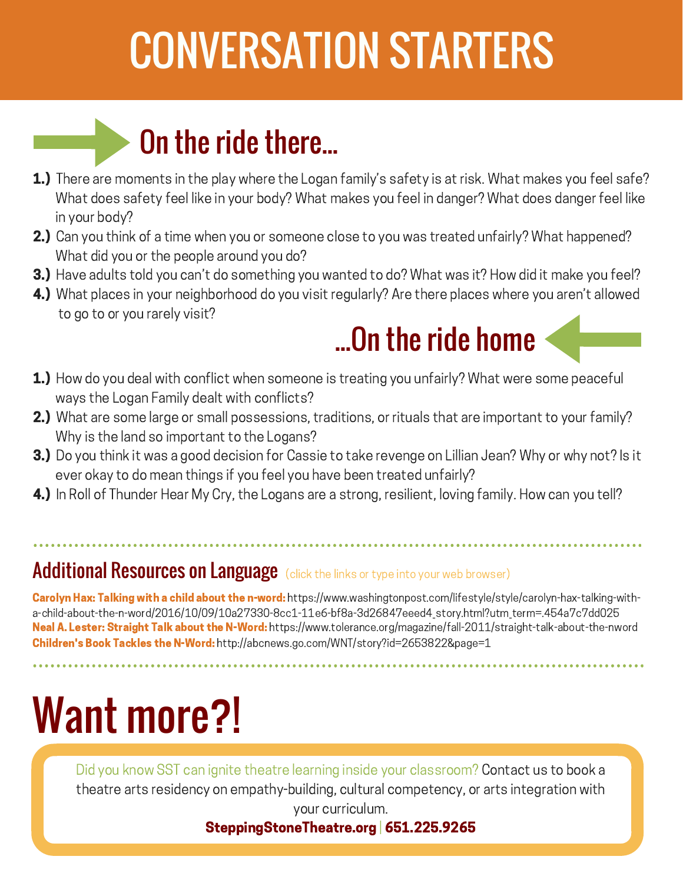# CONVERSATION STARTERS

## On the ride there...

1.) There are moments in the play where the Logan family's safety is at risk. What makes you feel safe? What does safety feel like in your body? What makes you feel in danger? What does danger feel like in your body?
2.) Can you think of a time when you or someone close to you was treated unfairly? What happened? What did you or the people around you do?
3.) Have adults told you can't do something you wanted to do? What was it? How did it make you feel?
4.) What places in your neighborhood do you visit regularly? Are there places where you aren't allowed to go to or you rarely visit?

## ...On the ride home

1.) How do you deal with conflict when someone is treating you unfairly? What were some peaceful ways the Logan Family dealt with conflicts?
2.) What are some large or small possessions, traditions, or rituals that are important to your family? Why is the land so important to the Logans?
3.) Do you think it was a good decision for Cassie to take revenge on Lillian Jean? Why or why not? Is it ever okay to do mean things if you feel you have been treated unfairly?
4.) In Roll of Thunder Hear My Cry, the Logans are a strong, resilient, loving family. How can you tell?

### Additional Resources on Language (click the links or type into your web browser)

**Carolyn Hax: Talking with a child about the n-word:** https://www.washingtonpost.com/lifestyle/style/carolyn-hax-talking-with-a-child-about-the-n-word/2016/10/09/10a27330-8cc1-11e6-bf8a-3d26847eeed4_story.html?utm_term=.454a7c7dd025
**Neal A. Lester: Straight Talk about the N-Word:** https://www.tolerance.org/magazine/fall-2011/straight-talk-about-the-nword
**Children's Book Tackles the N-Word:** http://abcnews.go.com/WNT/story?id=2653822&page=1

# Want more?!

Did you know SST can ignite theatre learning inside your classroom? Contact us to book a theatre arts residency on empathy-building, cultural competency, or arts integration with your curriculum.

**SteppingStoneTheatre.org | 651.225.9265**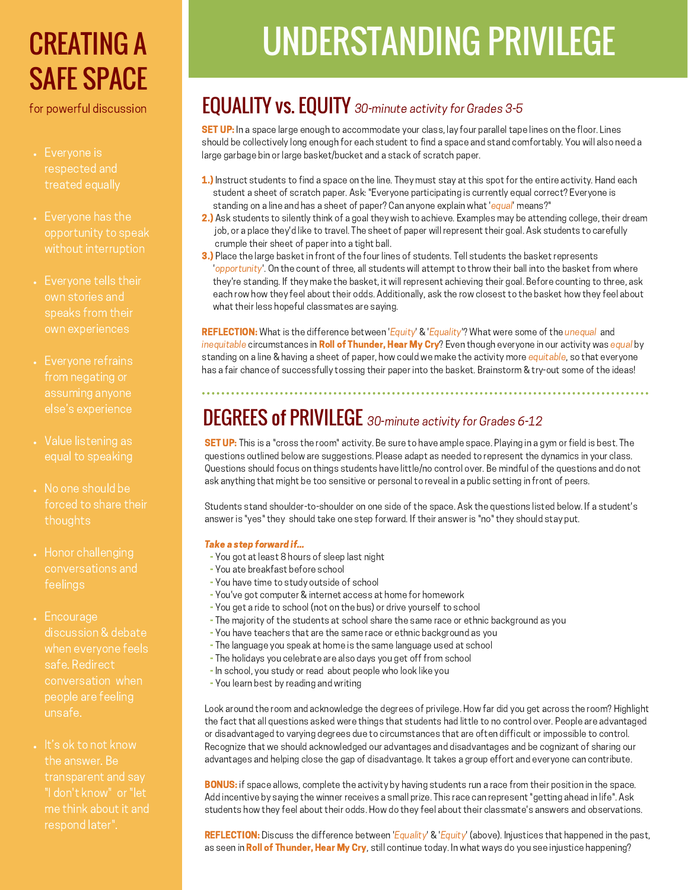# CREATING A SAFE SPACE

for powerful discussion

- Everyone is respected and treated equally
- Everyone has the opportunity to speak without interruption
- Everyone tells their own stories and speaks from their own experiences
- Everyone refrains from negating or assuming anyone else's experience
- Value listening as equal to speaking
- No one should be forced to share their thoughts
- Honor challenging conversations and feelings
- Encourage discussion & debate when everyone feels safe. Redirect conversation when people are feeling unsafe.
- It's ok to not know the answer. Be transparent and say "I don't know" or "let me think about it and respond later".

# UNDERSTANDING PRIVILEGE

## EQUALITY vs. EQUITY *30-minute activity for Grades 3-5*

**SET UP:** In a space large enough to accommodate your class, lay four parallel tape lines on the floor. Lines should be collectively long enough for each student to find a space and stand comfortably. You will also need a large garbage bin or large basket/bucket and a stack of scratch paper.

**1.)** Instruct students to find a space on the line. They must stay at this spot for the entire activity. Hand each student a sheet of scratch paper. Ask: "Everyone participating is currently equal correct? Everyone is standing on a line and has a sheet of paper? Can anyone explain what '*equal*' means?"

**2.)** Ask students to silently think of a goal they wish to achieve. Examples may be attending college, their dream job, or a place they'd like to travel. The sheet of paper will represent their goal. Ask students to carefully crumple their sheet of paper into a tight ball.

**3.)** Place the large basket in front of the four lines of students. Tell students the basket represents '*opportunity*'. On the count of three, all students will attempt to throw their ball into the basket from where they're standing. If they make the basket, it will represent achieving their goal. Before counting to three, ask each row how they feel about their odds. Additionally, ask the row closest to the basket how they feel about what their less hopeful classmates are saying.

**REFLECTION:** What is the difference between '*Equity*' & '*Equality*'? What were some of the *unequal* and *inequitable* circumstances in **Roll of Thunder, Hear My Cry**? Even though everyone in our activity was *equal* by standing on a line & having a sheet of paper, how could we make the activity more *equitable*, so that everyone has a fair chance of successfully tossing their paper into the basket. Brainstorm & try-out some of the ideas!

## DEGREES of PRIVILEGE *30-minute activity for Grades 6-12*

**SET UP:** This is a "cross the room" activity. Be sure to have ample space. Playing in a gym or field is best. The questions outlined below are suggestions. Please adapt as needed to represent the dynamics in your class. Questions should focus on things students have little/no control over. Be mindful of the questions and do not ask anything that might be too sensitive or personal to reveal in a public setting in front of peers.

Students stand shoulder-to-shoulder on one side of the space. Ask the questions listed below. If a student's answer is "yes" they should take one step forward. If their answer is "no" they should stay put.

***Take a step forward if...***

- You got at least 8 hours of sleep last night
- You ate breakfast before school
- You have time to study outside of school
- You've got computer & internet access at home for homework
- You get a ride to school (not on the bus) or drive yourself to school
- The majority of the students at school share the same race or ethnic background as you
- You have teachers that are the same race or ethnic background as you
- The language you speak at home is the same language used at school
- The holidays you celebrate are also days you get off from school
- In school, you study or read about people who look like you
- You learn best by reading and writing

Look around the room and acknowledge the degrees of privilege. How far did you get across the room? Highlight the fact that all questions asked were things that students had little to no control over. People are advantaged or disadvantaged to varying degrees due to circumstances that are often difficult or impossible to control. Recognize that we should acknowledged our advantages and disadvantages and be cognizant of sharing our advantages and helping close the gap of disadvantage. It takes a group effort and everyone can contribute.

**BONUS:** if space allows, complete the activity by having students run a race from their position in the space. Add incentive by saying the winner receives a small prize. This race can represent "getting ahead in life". Ask students how they feel about their odds. How do they feel about their classmate's answers and observations.

**REFLECTION:** Discuss the difference between '*Equality*' & '*Equity*' (above). Injustices that happened in the past, as seen in **Roll of Thunder, Hear My Cry**, still continue today. In what ways do you see injustice happening?